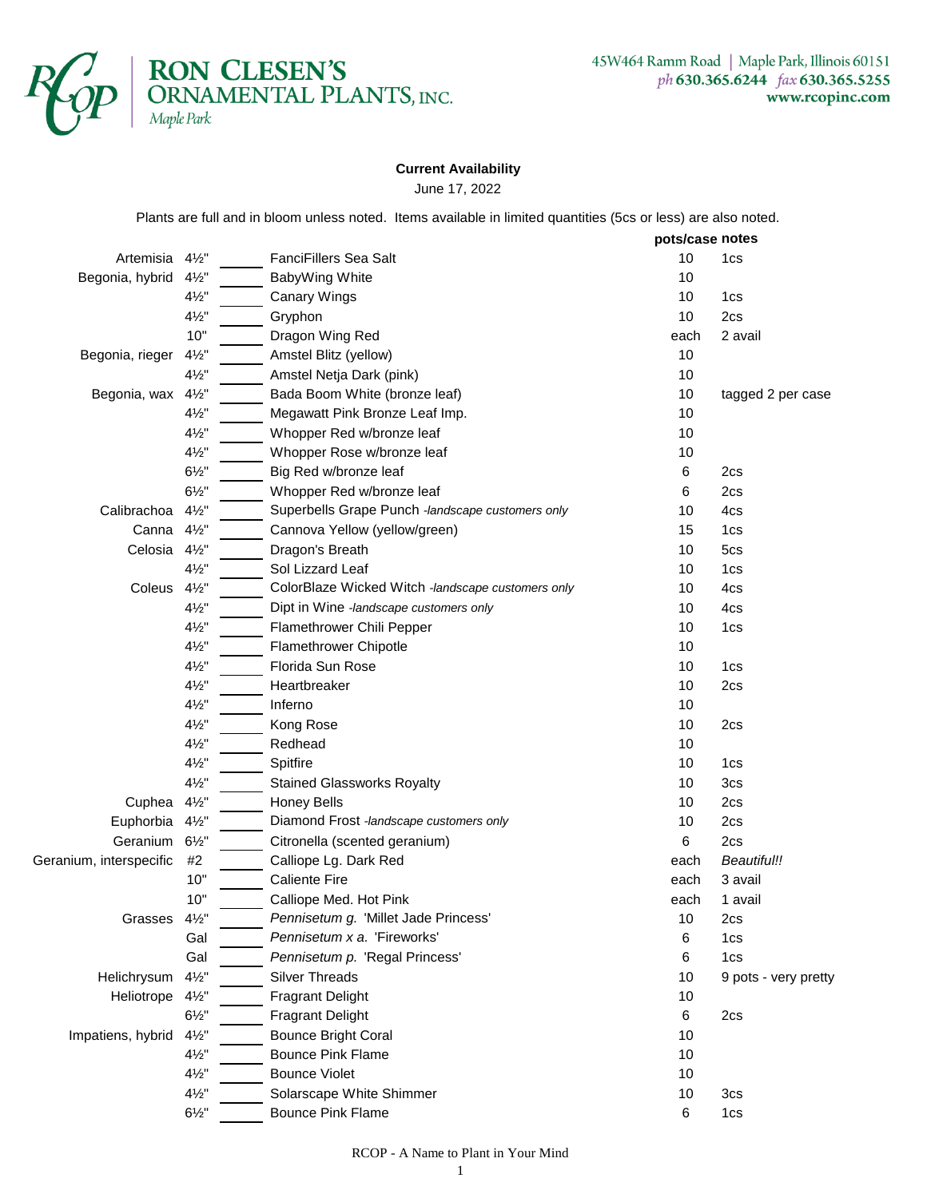**RON CLESEN'S ORNAMENTAL PLANTS, INC.**
Maple Park

45W464 Ramm Road | Maple Park, Illinois 60151
ph 630.365.6244 fax 630.365.5255
www.rcopinc.com

**Current Availability**

June 17, 2022

Plants are full and in bloom unless noted. Items available in limited quantities (5cs or less) are also noted.

| | | | | **pots/case** | **notes** |
|---|---|---|---|---|---|
| Artemisia | 4½" | ______ | FanciFillers Sea Salt | 10 | 1cs |
| Begonia, hybrid | 4½" | ______ | BabyWing White | 10 | |
| | 4½" | ______ | Canary Wings | 10 | 1cs |
| | 4½" | ______ | Gryphon | 10 | 2cs |
| | 10" | ______ | Dragon Wing Red | each | 2 avail |
| Begonia, rieger | 4½" | ______ | Amstel Blitz (yellow) | 10 | |
| | 4½" | ______ | Amstel Netja Dark (pink) | 10 | |
| Begonia, wax | 4½" | ______ | Bada Boom White (bronze leaf) | 10 | tagged 2 per case |
| | 4½" | ______ | Megawatt Pink Bronze Leaf Imp. | 10 | |
| | 4½" | ______ | Whopper Red w/bronze leaf | 10 | |
| | 4½" | ______ | Whopper Rose w/bronze leaf | 10 | |
| | 6½" | ______ | Big Red w/bronze leaf | 6 | 2cs |
| | 6½" | ______ | Whopper Red w/bronze leaf | 6 | 2cs |
| Calibrachoa | 4½" | ______ | Superbells Grape Punch *-landscape customers only* | 10 | 4cs |
| Canna | 4½" | ______ | Cannova Yellow (yellow/green) | 15 | 1cs |
| Celosia | 4½" | ______ | Dragon's Breath | 10 | 5cs |
| | 4½" | ______ | Sol Lizzard Leaf | 10 | 1cs |
| Coleus | 4½" | ______ | ColorBlaze Wicked Witch *-landscape customers only* | 10 | 4cs |
| | 4½" | ______ | Dipt in Wine *-landscape customers only* | 10 | 4cs |
| | 4½" | ______ | Flamethrower Chili Pepper | 10 | 1cs |
| | 4½" | ______ | Flamethrower Chipotle | 10 | |
| | 4½" | ______ | Florida Sun Rose | 10 | 1cs |
| | 4½" | ______ | Heartbreaker | 10 | 2cs |
| | 4½" | ______ | Inferno | 10 | |
| | 4½" | ______ | Kong Rose | 10 | 2cs |
| | 4½" | ______ | Redhead | 10 | |
| | 4½" | ______ | Spitfire | 10 | 1cs |
| | 4½" | ______ | Stained Glassworks Royalty | 10 | 3cs |
| Cuphea | 4½" | ______ | Honey Bells | 10 | 2cs |
| Euphorbia | 4½" | ______ | Diamond Frost *-landscape customers only* | 10 | 2cs |
| Geranium | 6½" | ______ | Citronella (scented geranium) | 6 | 2cs |
| Geranium, interspecific | #2 | ______ | Calliope Lg. Dark Red | each | *Beautiful!!* |
| | 10" | ______ | Caliente Fire | each | 3 avail |
| | 10" | ______ | Calliope Med. Hot Pink | each | 1 avail |
| Grasses | 4½" | ______ | *Pennisetum g.* 'Millet Jade Princess' | 10 | 2cs |
| | Gal | ______ | *Pennisetum x a.* 'Fireworks' | 6 | 1cs |
| | Gal | ______ | *Pennisetum p.* 'Regal Princess' | 6 | 1cs |
| Helichrysum | 4½" | ______ | Silver Threads | 10 | 9 pots - very pretty |
| Heliotrope | 4½" | ______ | Fragrant Delight | 10 | |
| | 6½" | ______ | Fragrant Delight | 6 | 2cs |
| Impatiens, hybrid | 4½" | ______ | Bounce Bright Coral | 10 | |
| | 4½" | ______ | Bounce Pink Flame | 10 | |
| | 4½" | ______ | Bounce Violet | 10 | |
| | 4½" | ______ | Solarscape White Shimmer | 10 | 3cs |
| | 6½" | ______ | Bounce Pink Flame | 6 | 1cs |

RCOP - A Name to Plant in Your Mind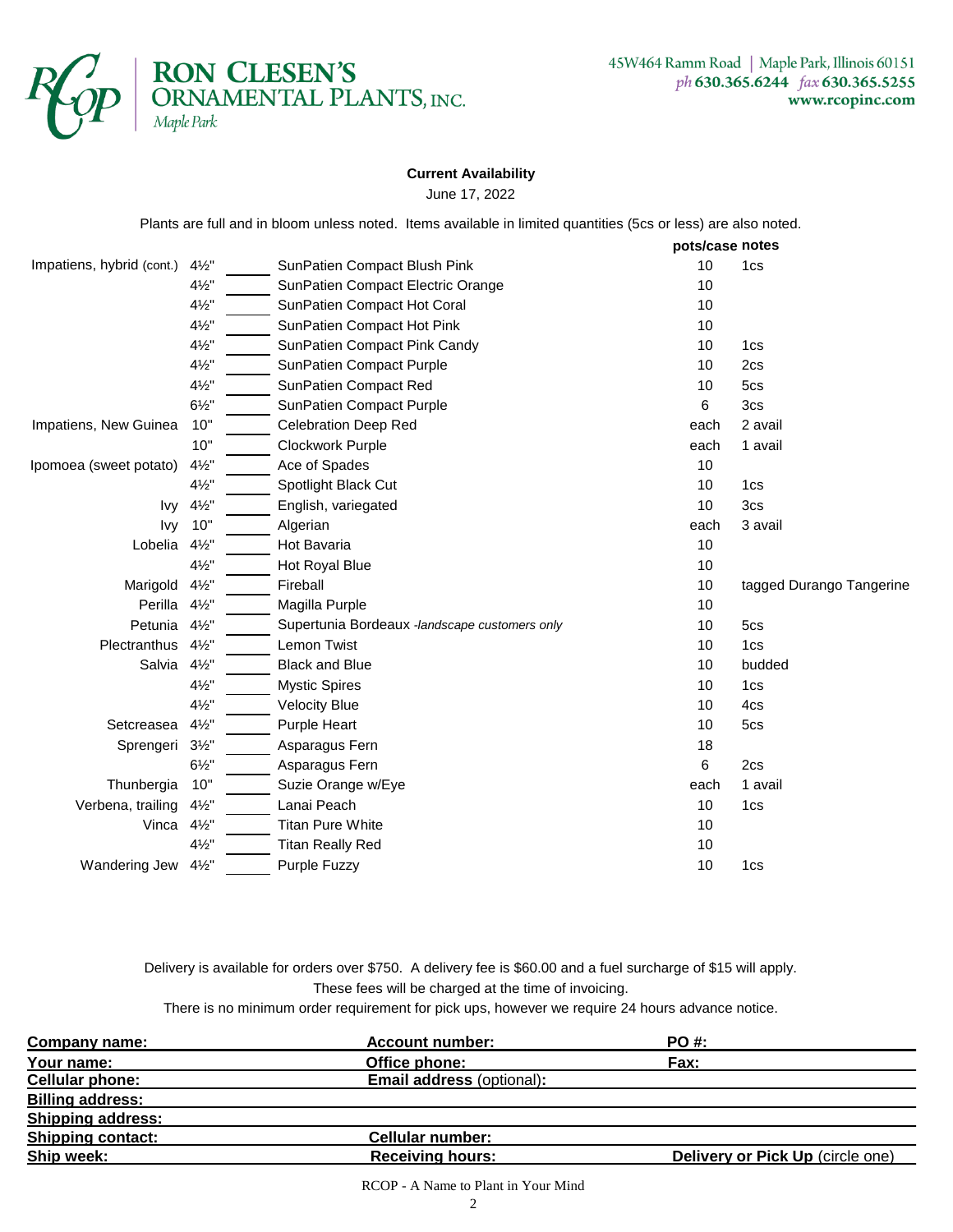**RON CLESEN'S ORNAMENTAL PLANTS, INC.**
Maple Park

45W464 Ramm Road | Maple Park, Illinois 60151
ph 630.365.6244 fax 630.365.5255
www.rcopinc.com

**Current Availability**

June 17, 2022

Plants are full and in bloom unless noted. Items available in limited quantities (5cs or less) are also noted.

| | | | | pots/case | notes |
|---|---|---|---|---|---|
| Impatiens, hybrid (cont.) | 4½" | ______ | SunPatien Compact Blush Pink | 10 | 1cs |
| | 4½" | ______ | SunPatien Compact Electric Orange | 10 | |
| | 4½" | ______ | SunPatien Compact Hot Coral | 10 | |
| | 4½" | ______ | SunPatien Compact Hot Pink | 10 | |
| | 4½" | ______ | SunPatien Compact Pink Candy | 10 | 1cs |
| | 4½" | ______ | SunPatien Compact Purple | 10 | 2cs |
| | 4½" | ______ | SunPatien Compact Red | 10 | 5cs |
| | 6½" | ______ | SunPatien Compact Purple | 6 | 3cs |
| Impatiens, New Guinea | 10" | ______ | Celebration Deep Red | each | 2 avail |
| | 10" | ______ | Clockwork Purple | each | 1 avail |
| Ipomoea (sweet potato) | 4½" | ______ | Ace of Spades | 10 | |
| | 4½" | ______ | Spotlight Black Cut | 10 | 1cs |
| Ivy | 4½" | ______ | English, variegated | 10 | 3cs |
| Ivy | 10" | ______ | Algerian | each | 3 avail |
| Lobelia | 4½" | ______ | Hot Bavaria | 10 | |
| | 4½" | ______ | Hot Royal Blue | 10 | |
| Marigold | 4½" | ______ | Fireball | 10 | tagged Durango Tangerine |
| Perilla | 4½" | ______ | Magilla Purple | 10 | |
| Petunia | 4½" | ______ | Supertunia Bordeaux *-landscape customers only* | 10 | 5cs |
| Plectranthus | 4½" | ______ | Lemon Twist | 10 | 1cs |
| Salvia | 4½" | ______ | Black and Blue | 10 | budded |
| | 4½" | ______ | Mystic Spires | 10 | 1cs |
| | 4½" | ______ | Velocity Blue | 10 | 4cs |
| Setcreasea | 4½" | ______ | Purple Heart | 10 | 5cs |
| Sprengeri | 3½" | ______ | Asparagus Fern | 18 | |
| | 6½" | ______ | Asparagus Fern | 6 | 2cs |
| Thunbergia | 10" | ______ | Suzie Orange w/Eye | each | 1 avail |
| Verbena, trailing | 4½" | ______ | Lanai Peach | 10 | 1cs |
| Vinca | 4½" | ______ | Titan Pure White | 10 | |
| | 4½" | ______ | Titan Really Red | 10 | |
| Wandering Jew | 4½" | ______ | Purple Fuzzy | 10 | 1cs |

Delivery is available for orders over $750. A delivery fee is $60.00 and a fuel surcharge of $15 will apply.
These fees will be charged at the time of invoicing.
There is no minimum order requirement for pick ups, however we require 24 hours advance notice.

| | | |
|---|---|---|
| **Company name:** | **Account number:** | **PO #:** |
| **Your name:** | **Office phone:** | **Fax:** |
| **Cellular phone:** | **Email address** (optional): | |
| **Billing address:** | | |
| **Shipping address:** | | |
| **Shipping contact:** | **Cellular number:** | |
| **Ship week:** | **Receiving hours:** | **Delivery or Pick Up** (circle one) |

RCOP - A Name to Plant in Your Mind